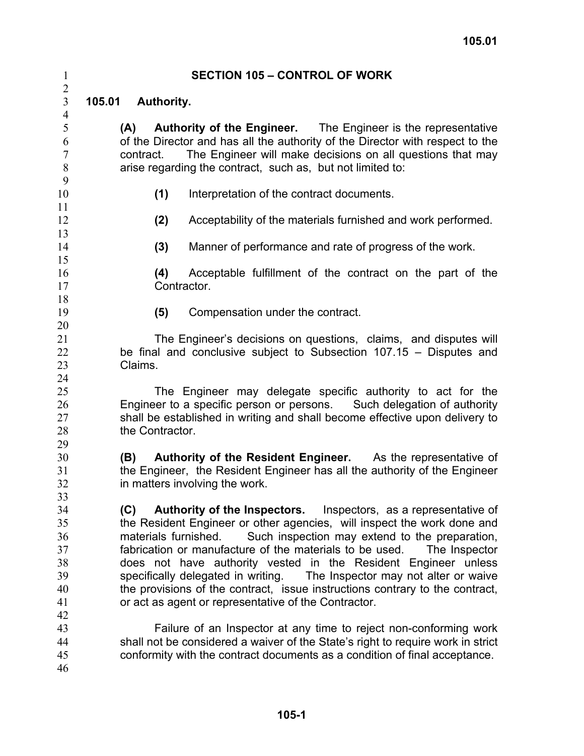# SECTION 105 – CONTROL OF WORK

## 105.01 Authority.

**(A) Authority of the Engineer.** The Engineer is the representative of the Director and has all the authority of the Director with respect to the contract. The Engineer will make decisions on all questions that may arise regarding the contract, such as, but not limited to:

**(1)** Interpretation of the contract documents.

**(2)** Acceptability of the materials furnished and work performed.

**(3)** Manner of performance and rate of progress of the work.

**(4)** Acceptable fulfillment of the contract on the part of the Contractor.

**(5)** Compensation under the contract.

The Engineer's decisions on questions, claims, and disputes will be final and conclusive subject to Subsection 107.15 – Disputes and Claims.

The Engineer may delegate specific authority to act for the Engineer to a specific person or persons. Such delegation of authority shall be established in writing and shall become effective upon delivery to the Contractor.

**(B) Authority of the Resident Engineer.** As the representative of the Engineer, the Resident Engineer has all the authority of the Engineer in matters involving the work.

**(C) Authority of the Inspectors.** Inspectors, as a representative of the Resident Engineer or other agencies, will inspect the work done and materials furnished. Such inspection may extend to the preparation, fabrication or manufacture of the materials to be used. The Inspector does not have authority vested in the Resident Engineer unless specifically delegated in writing. The Inspector may not alter or waive the provisions of the contract, issue instructions contrary to the contract, or act as agent or representative of the Contractor.

Failure of an Inspector at any time to reject non-conforming work shall not be considered a waiver of the State's right to require work in strict conformity with the contract documents as a condition of final acceptance.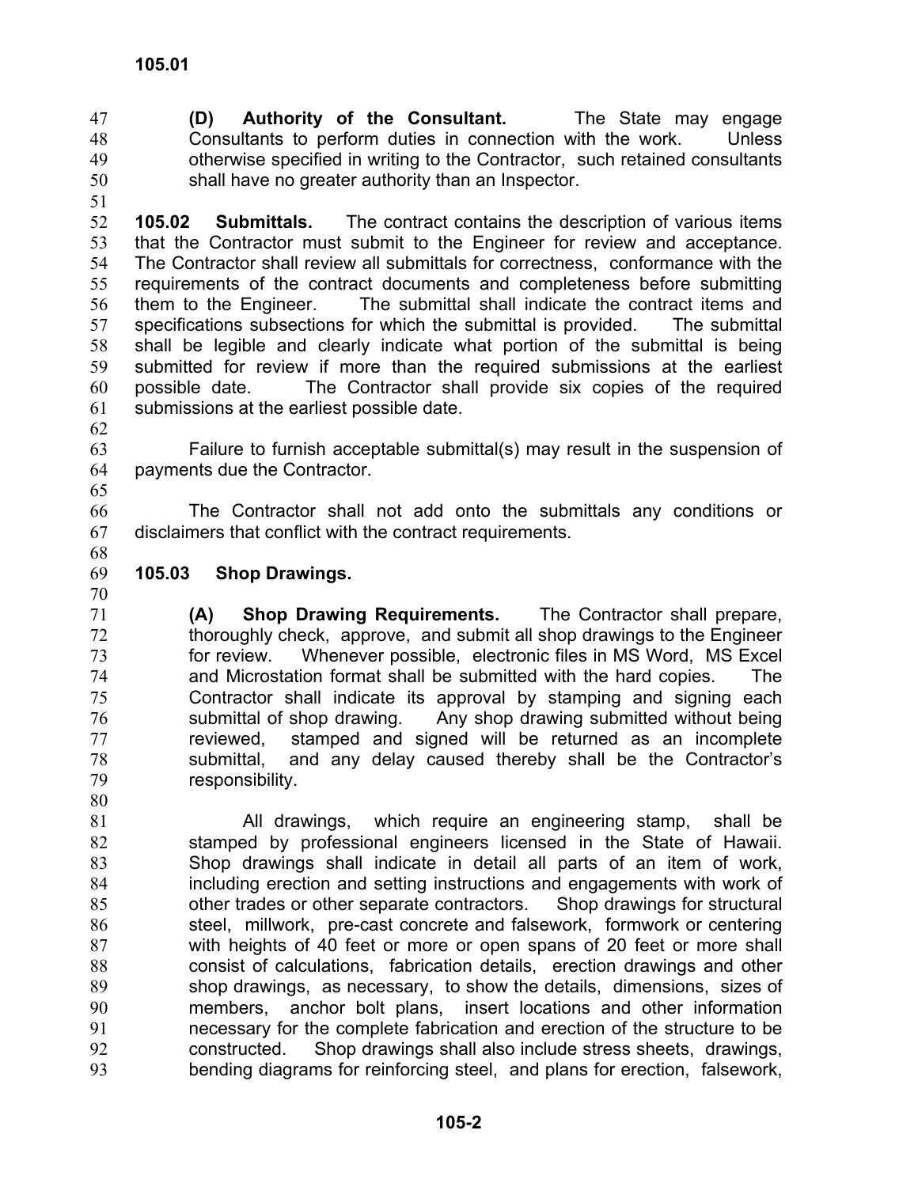**(D) Authority of the Consultant.** The State may engage Consultants to perform duties in connection with the work. Unless otherwise specified in writing to the Contractor, such retained consultants shall have no greater authority than an Inspector.

**105.02 Submittals.** The contract contains the description of various items that the Contractor must submit to the Engineer for review and acceptance. The Contractor shall review all submittals for correctness, conformance with the requirements of the contract documents and completeness before submitting them to the Engineer. The submittal shall indicate the contract items and specifications subsections for which the submittal is provided. The submittal shall be legible and clearly indicate what portion of the submittal is being submitted for review if more than the required submissions at the earliest possible date. The Contractor shall provide six copies of the required submissions at the earliest possible date.

Failure to furnish acceptable submittal(s) may result in the suspension of payments due the Contractor.

The Contractor shall not add onto the submittals any conditions or disclaimers that conflict with the contract requirements.

**105.03 Shop Drawings.**

**(A) Shop Drawing Requirements.** The Contractor shall prepare, thoroughly check, approve, and submit all shop drawings to the Engineer for review. Whenever possible, electronic files in MS Word, MS Excel and Microstation format shall be submitted with the hard copies. The Contractor shall indicate its approval by stamping and signing each submittal of shop drawing. Any shop drawing submitted without being reviewed, stamped and signed will be returned as an incomplete submittal, and any delay caused thereby shall be the Contractor's responsibility.

All drawings, which require an engineering stamp, shall be stamped by professional engineers licensed in the State of Hawaii. Shop drawings shall indicate in detail all parts of an item of work, including erection and setting instructions and engagements with work of other trades or other separate contractors. Shop drawings for structural steel, millwork, pre-cast concrete and falsework, formwork or centering with heights of 40 feet or more or open spans of 20 feet or more shall consist of calculations, fabrication details, erection drawings and other shop drawings, as necessary, to show the details, dimensions, sizes of members, anchor bolt plans, insert locations and other information necessary for the complete fabrication and erection of the structure to be constructed. Shop drawings shall also include stress sheets, drawings, bending diagrams for reinforcing steel, and plans for erection, falsework,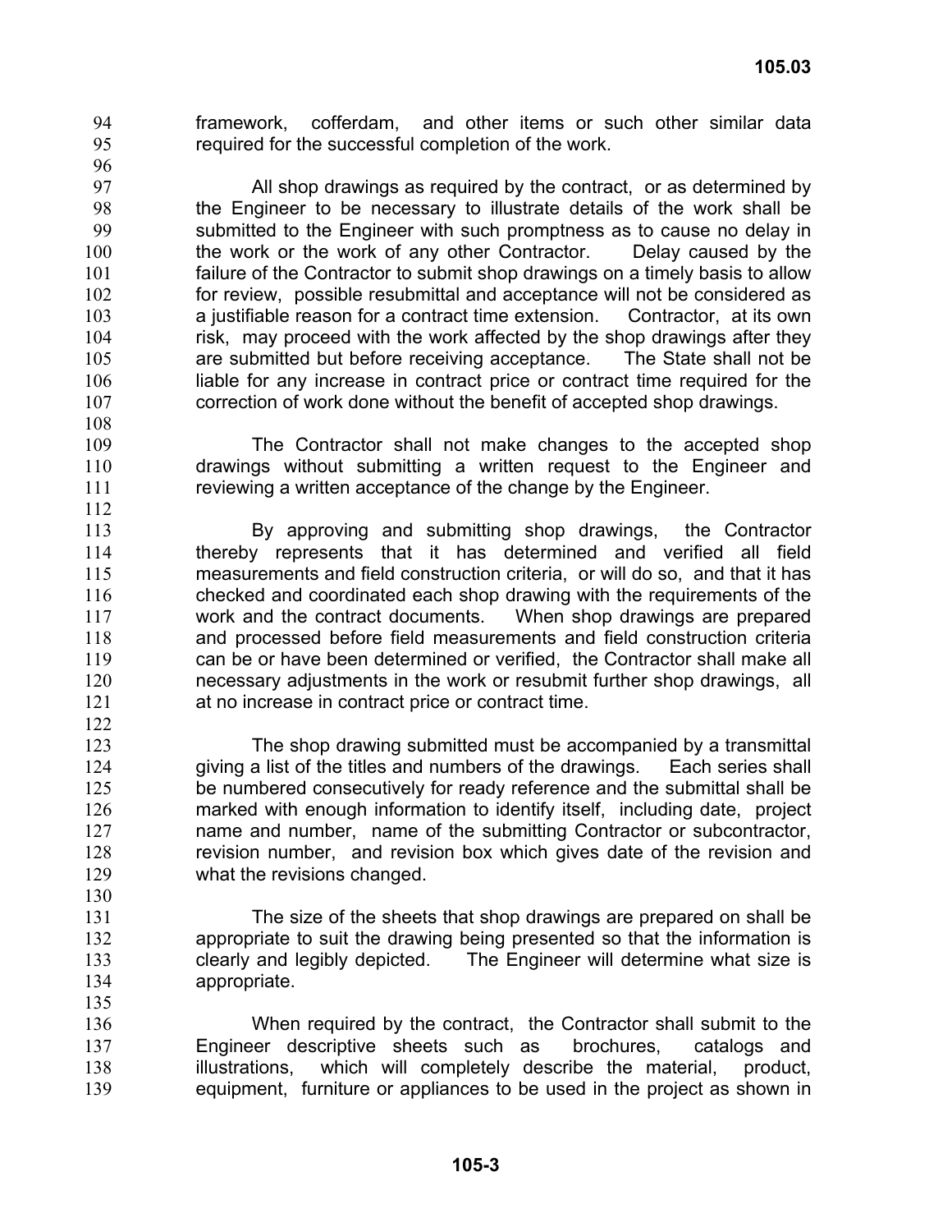framework, cofferdam, and other items or such other similar data required for the successful completion of the work.

All shop drawings as required by the contract, or as determined by the Engineer to be necessary to illustrate details of the work shall be submitted to the Engineer with such promptness as to cause no delay in the work or the work of any other Contractor. Delay caused by the failure of the Contractor to submit shop drawings on a timely basis to allow for review, possible resubmittal and acceptance will not be considered as a justifiable reason for a contract time extension. Contractor, at its own risk, may proceed with the work affected by the shop drawings after they are submitted but before receiving acceptance. The State shall not be liable for any increase in contract price or contract time required for the correction of work done without the benefit of accepted shop drawings.

The Contractor shall not make changes to the accepted shop drawings without submitting a written request to the Engineer and reviewing a written acceptance of the change by the Engineer.

By approving and submitting shop drawings, the Contractor thereby represents that it has determined and verified all field measurements and field construction criteria, or will do so, and that it has checked and coordinated each shop drawing with the requirements of the work and the contract documents. When shop drawings are prepared and processed before field measurements and field construction criteria can be or have been determined or verified, the Contractor shall make all necessary adjustments in the work or resubmit further shop drawings, all at no increase in contract price or contract time.

The shop drawing submitted must be accompanied by a transmittal giving a list of the titles and numbers of the drawings. Each series shall be numbered consecutively for ready reference and the submittal shall be marked with enough information to identify itself, including date, project name and number, name of the submitting Contractor or subcontractor, revision number, and revision box which gives date of the revision and what the revisions changed.

The size of the sheets that shop drawings are prepared on shall be appropriate to suit the drawing being presented so that the information is clearly and legibly depicted. The Engineer will determine what size is appropriate.

When required by the contract, the Contractor shall submit to the Engineer descriptive sheets such as brochures, catalogs and illustrations, which will completely describe the material, product, equipment, furniture or appliances to be used in the project as shown in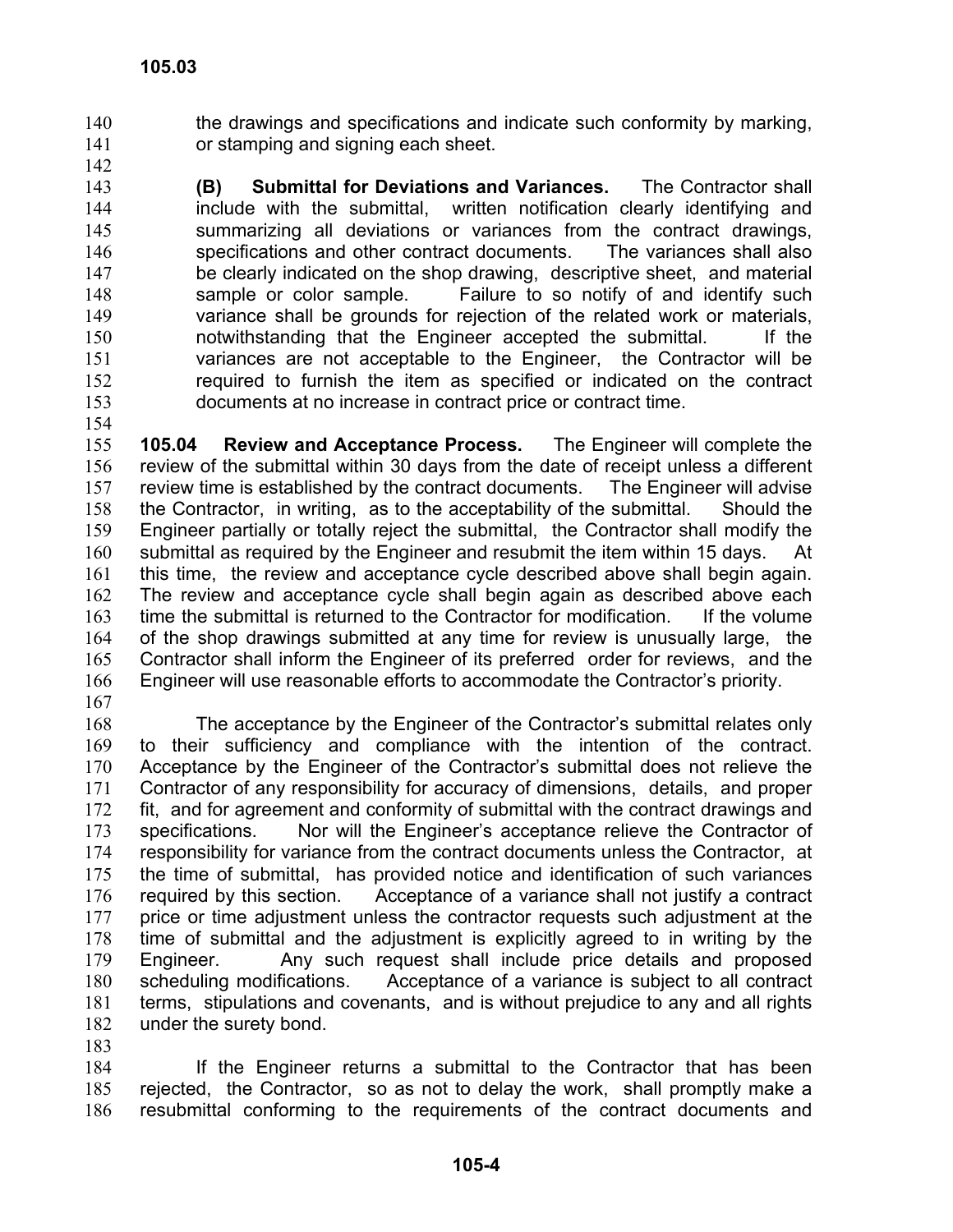the drawings and specifications and indicate such conformity by marking, or stamping and signing each sheet.

**(B) Submittal for Deviations and Variances.** The Contractor shall include with the submittal, written notification clearly identifying and summarizing all deviations or variances from the contract drawings, specifications and other contract documents. The variances shall also be clearly indicated on the shop drawing, descriptive sheet, and material sample or color sample. Failure to so notify of and identify such variance shall be grounds for rejection of the related work or materials, notwithstanding that the Engineer accepted the submittal. If the variances are not acceptable to the Engineer, the Contractor will be required to furnish the item as specified or indicated on the contract documents at no increase in contract price or contract time.

**105.04 Review and Acceptance Process.** The Engineer will complete the review of the submittal within 30 days from the date of receipt unless a different review time is established by the contract documents. The Engineer will advise the Contractor, in writing, as to the acceptability of the submittal. Should the Engineer partially or totally reject the submittal, the Contractor shall modify the submittal as required by the Engineer and resubmit the item within 15 days. At this time, the review and acceptance cycle described above shall begin again. The review and acceptance cycle shall begin again as described above each time the submittal is returned to the Contractor for modification. If the volume of the shop drawings submitted at any time for review is unusually large, the Contractor shall inform the Engineer of its preferred order for reviews, and the Engineer will use reasonable efforts to accommodate the Contractor's priority.

The acceptance by the Engineer of the Contractor's submittal relates only to their sufficiency and compliance with the intention of the contract. Acceptance by the Engineer of the Contractor's submittal does not relieve the Contractor of any responsibility for accuracy of dimensions, details, and proper fit, and for agreement and conformity of submittal with the contract drawings and specifications. Nor will the Engineer's acceptance relieve the Contractor of responsibility for variance from the contract documents unless the Contractor, at the time of submittal, has provided notice and identification of such variances required by this section. Acceptance of a variance shall not justify a contract price or time adjustment unless the contractor requests such adjustment at the time of submittal and the adjustment is explicitly agreed to in writing by the Engineer. Any such request shall include price details and proposed scheduling modifications. Acceptance of a variance is subject to all contract terms, stipulations and covenants, and is without prejudice to any and all rights under the surety bond.

If the Engineer returns a submittal to the Contractor that has been rejected, the Contractor, so as not to delay the work, shall promptly make a resubmittal conforming to the requirements of the contract documents and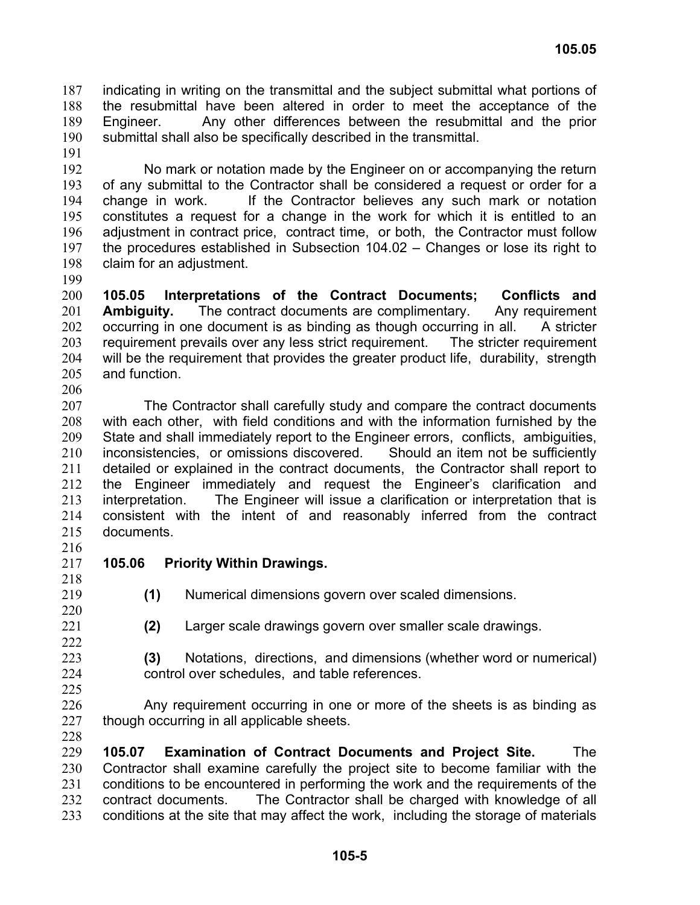indicating in writing on the transmittal and the subject submittal what portions of the resubmittal have been altered in order to meet the acceptance of the Engineer. Any other differences between the resubmittal and the prior submittal shall also be specifically described in the transmittal.

No mark or notation made by the Engineer on or accompanying the return of any submittal to the Contractor shall be considered a request or order for a change in work. If the Contractor believes any such mark or notation constitutes a request for a change in the work for which it is entitled to an adjustment in contract price, contract time, or both, the Contractor must follow the procedures established in Subsection 104.02 – Changes or lose its right to claim for an adjustment.

**105.05 Interpretations of the Contract Documents; Conflicts and Ambiguity.** The contract documents are complimentary. Any requirement occurring in one document is as binding as though occurring in all. A stricter requirement prevails over any less strict requirement. The stricter requirement will be the requirement that provides the greater product life, durability, strength and function.

The Contractor shall carefully study and compare the contract documents with each other, with field conditions and with the information furnished by the State and shall immediately report to the Engineer errors, conflicts, ambiguities, inconsistencies, or omissions discovered. Should an item not be sufficiently detailed or explained in the contract documents, the Contractor shall report to the Engineer immediately and request the Engineer's clarification and interpretation. The Engineer will issue a clarification or interpretation that is consistent with the intent of and reasonably inferred from the contract documents.

**105.06 Priority Within Drawings.**

**(1)** Numerical dimensions govern over scaled dimensions.

**(2)** Larger scale drawings govern over smaller scale drawings.

**(3)** Notations, directions, and dimensions (whether word or numerical) control over schedules, and table references.

Any requirement occurring in one or more of the sheets is as binding as though occurring in all applicable sheets.

**105.07 Examination of Contract Documents and Project Site.** The Contractor shall examine carefully the project site to become familiar with the conditions to be encountered in performing the work and the requirements of the contract documents. The Contractor shall be charged with knowledge of all conditions at the site that may affect the work, including the storage of materials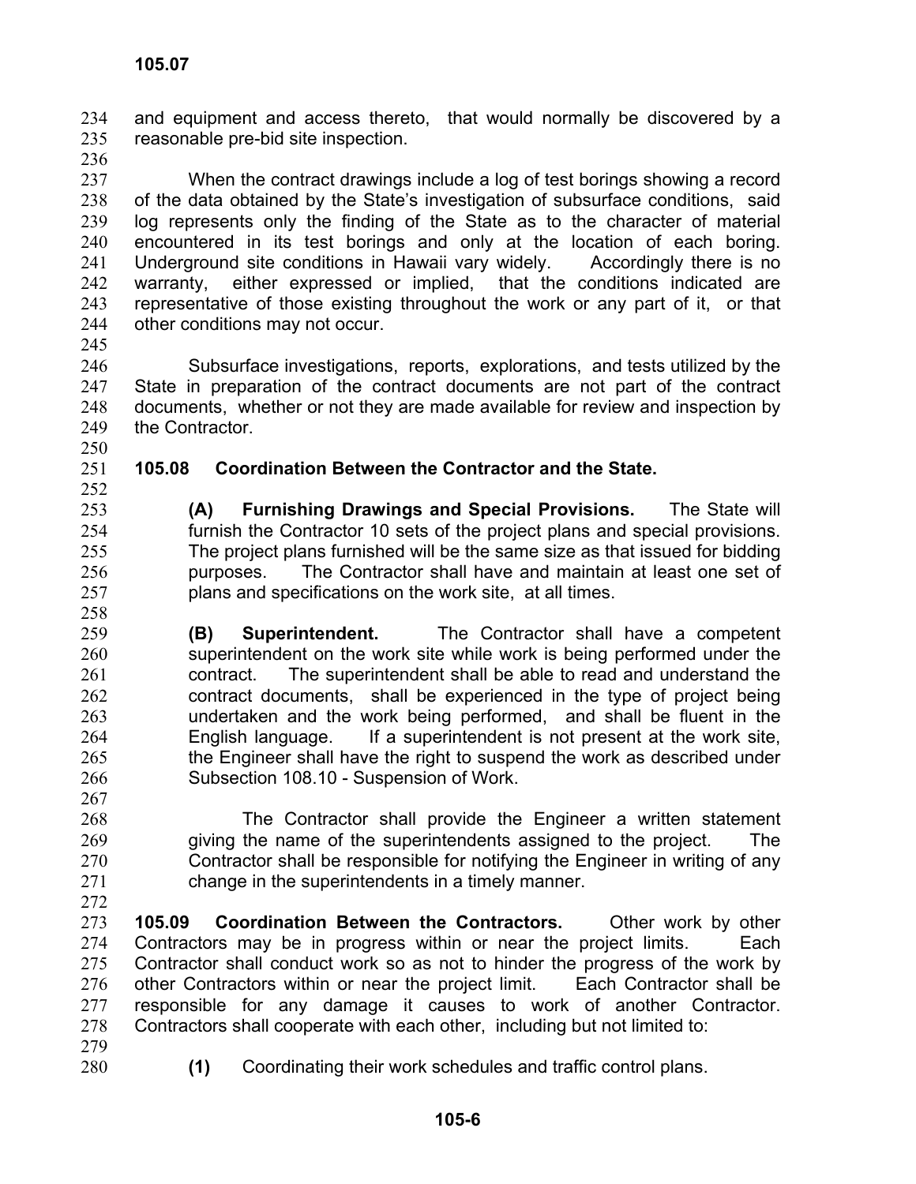and equipment and access thereto, that would normally be discovered by a reasonable pre-bid site inspection.

When the contract drawings include a log of test borings showing a record of the data obtained by the State's investigation of subsurface conditions, said log represents only the finding of the State as to the character of material encountered in its test borings and only at the location of each boring. Underground site conditions in Hawaii vary widely. Accordingly there is no warranty, either expressed or implied, that the conditions indicated are representative of those existing throughout the work or any part of it, or that other conditions may not occur.

Subsurface investigations, reports, explorations, and tests utilized by the State in preparation of the contract documents are not part of the contract documents, whether or not they are made available for review and inspection by the Contractor.

**105.08 Coordination Between the Contractor and the State.**

**(A) Furnishing Drawings and Special Provisions.** The State will furnish the Contractor 10 sets of the project plans and special provisions. The project plans furnished will be the same size as that issued for bidding purposes. The Contractor shall have and maintain at least one set of plans and specifications on the work site, at all times.

**(B) Superintendent.** The Contractor shall have a competent superintendent on the work site while work is being performed under the contract. The superintendent shall be able to read and understand the contract documents, shall be experienced in the type of project being undertaken and the work being performed, and shall be fluent in the English language. If a superintendent is not present at the work site, the Engineer shall have the right to suspend the work as described under Subsection 108.10 - Suspension of Work.

The Contractor shall provide the Engineer a written statement giving the name of the superintendents assigned to the project. The Contractor shall be responsible for notifying the Engineer in writing of any change in the superintendents in a timely manner.

**105.09 Coordination Between the Contractors.** Other work by other Contractors may be in progress within or near the project limits. Each Contractor shall conduct work so as not to hinder the progress of the work by other Contractors within or near the project limit. Each Contractor shall be responsible for any damage it causes to work of another Contractor. Contractors shall cooperate with each other, including but not limited to:

**(1)** Coordinating their work schedules and traffic control plans.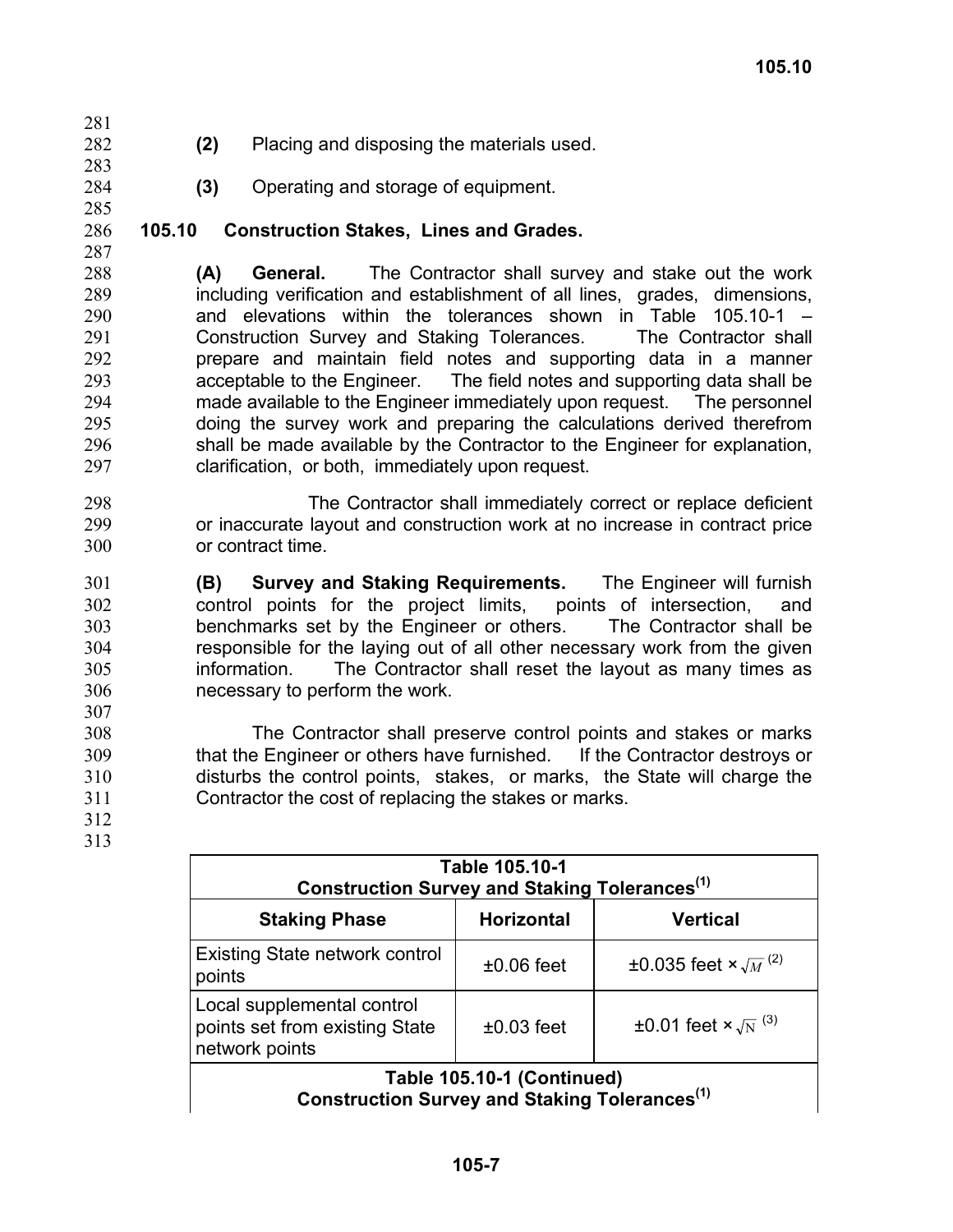(2) Placing and disposing the materials used.

(3) Operating and storage of equipment.

## 105.10 Construction Stakes, Lines and Grades.

**(A) General.** The Contractor shall survey and stake out the work including verification and establishment of all lines, grades, dimensions, and elevations within the tolerances shown in Table 105.10-1 – Construction Survey and Staking Tolerances. The Contractor shall prepare and maintain field notes and supporting data in a manner acceptable to the Engineer. The field notes and supporting data shall be made available to the Engineer immediately upon request. The personnel doing the survey work and preparing the calculations derived therefrom shall be made available by the Contractor to the Engineer for explanation, clarification, or both, immediately upon request.

The Contractor shall immediately correct or replace deficient or inaccurate layout and construction work at no increase in contract price or contract time.

**(B) Survey and Staking Requirements.** The Engineer will furnish control points for the project limits, points of intersection, and benchmarks set by the Engineer or others. The Contractor shall be responsible for the laying out of all other necessary work from the given information. The Contractor shall reset the layout as many times as necessary to perform the work.

The Contractor shall preserve control points and stakes or marks that the Engineer or others have furnished. If the Contractor destroys or disturbs the control points, stakes, or marks, the State will charge the Contractor the cost of replacing the stakes or marks.

**Table 105.10-1**
**Construction Survey and Staking Tolerances[1]**

| Staking Phase | Horizontal | Vertical |
|---|---|---|
| Existing State network control points | ±0.06 feet | ±0.035 feet × $\sqrt{M}$ [2] |
| Local supplemental control points set from existing State network points | ±0.03 feet | ±0.01 feet × $\sqrt{N}$ [3] |

**Table 105.10-1 (Continued)**
**Construction Survey and Staking Tolerances[1]**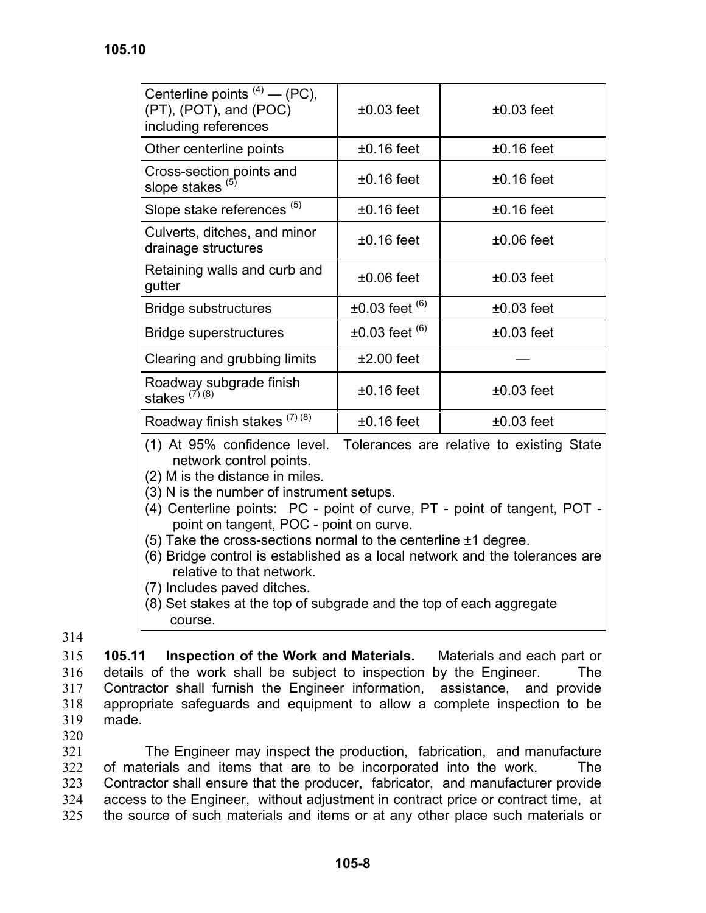| | | |
|---|---|---|
| Centerline points [4] — (PC), (PT), (POT), and (POC) including references | ±0.03 feet | ±0.03 feet |
| Other centerline points | ±0.16 feet | ±0.16 feet |
| Cross-section points and slope stakes [5] | ±0.16 feet | ±0.16 feet |
| Slope stake references [5] | ±0.16 feet | ±0.16 feet |
| Culverts, ditches, and minor drainage structures | ±0.16 feet | ±0.06 feet |
| Retaining walls and curb and gutter | ±0.06 feet | ±0.03 feet |
| Bridge substructures | ±0.03 feet [6] | ±0.03 feet |
| Bridge superstructures | ±0.03 feet [6] | ±0.03 feet |
| Clearing and grubbing limits | ±2.00 feet | — |
| Roadway subgrade finish stakes [7] [8] | ±0.16 feet | ±0.03 feet |
| Roadway finish stakes [7] [8] | ±0.16 feet | ±0.03 feet |

(1) At 95% confidence level. Tolerances are relative to existing State network control points.
(2) M is the distance in miles.
(3) N is the number of instrument setups.
(4) Centerline points: PC - point of curve, PT - point of tangent, POT - point on tangent, POC - point on curve.
(5) Take the cross-sections normal to the centerline ±1 degree.
(6) Bridge control is established as a local network and the tolerances are relative to that network.
(7) Includes paved ditches.
(8) Set stakes at the top of subgrade and the top of each aggregate course.

**105.11 Inspection of the Work and Materials.** Materials and each part or details of the work shall be subject to inspection by the Engineer. The Contractor shall furnish the Engineer information, assistance, and provide appropriate safeguards and equipment to allow a complete inspection to be made.

The Engineer may inspect the production, fabrication, and manufacture of materials and items that are to be incorporated into the work. The Contractor shall ensure that the producer, fabricator, and manufacturer provide access to the Engineer, without adjustment in contract price or contract time, at the source of such materials and items or at any other place such materials or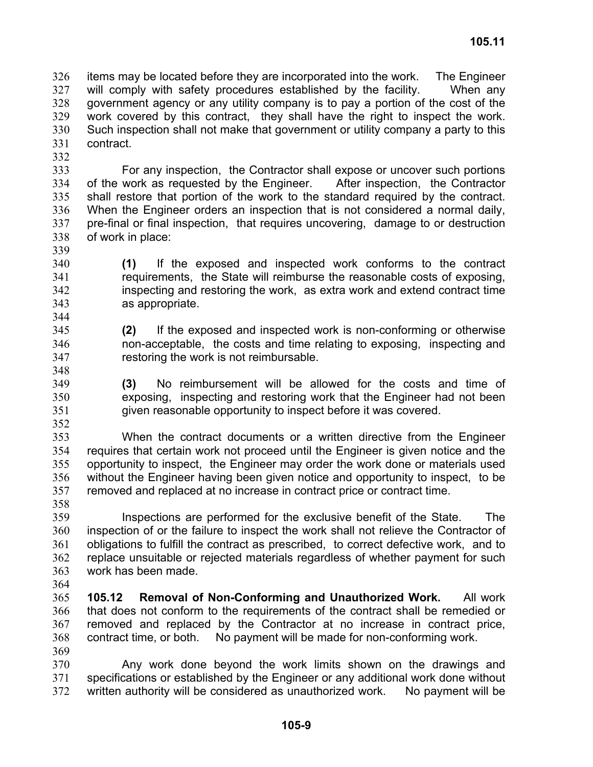items may be located before they are incorporated into the work. The Engineer will comply with safety procedures established by the facility. When any government agency or any utility company is to pay a portion of the cost of the work covered by this contract, they shall have the right to inspect the work. Such inspection shall not make that government or utility company a party to this contract.

For any inspection, the Contractor shall expose or uncover such portions of the work as requested by the Engineer. After inspection, the Contractor shall restore that portion of the work to the standard required by the contract. When the Engineer orders an inspection that is not considered a normal daily, pre-final or final inspection, that requires uncovering, damage to or destruction of work in place:

**(1)** If the exposed and inspected work conforms to the contract requirements, the State will reimburse the reasonable costs of exposing, inspecting and restoring the work, as extra work and extend contract time as appropriate.

**(2)** If the exposed and inspected work is non-conforming or otherwise non-acceptable, the costs and time relating to exposing, inspecting and restoring the work is not reimbursable.

**(3)** No reimbursement will be allowed for the costs and time of exposing, inspecting and restoring work that the Engineer had not been given reasonable opportunity to inspect before it was covered.

When the contract documents or a written directive from the Engineer requires that certain work not proceed until the Engineer is given notice and the opportunity to inspect, the Engineer may order the work done or materials used without the Engineer having been given notice and opportunity to inspect, to be removed and replaced at no increase in contract price or contract time.

Inspections are performed for the exclusive benefit of the State. The inspection of or the failure to inspect the work shall not relieve the Contractor of obligations to fulfill the contract as prescribed, to correct defective work, and to replace unsuitable or rejected materials regardless of whether payment for such work has been made.

**105.12 Removal of Non-Conforming and Unauthorized Work.** All work that does not conform to the requirements of the contract shall be remedied or removed and replaced by the Contractor at no increase in contract price, contract time, or both. No payment will be made for non-conforming work.

Any work done beyond the work limits shown on the drawings and specifications or established by the Engineer or any additional work done without written authority will be considered as unauthorized work. No payment will be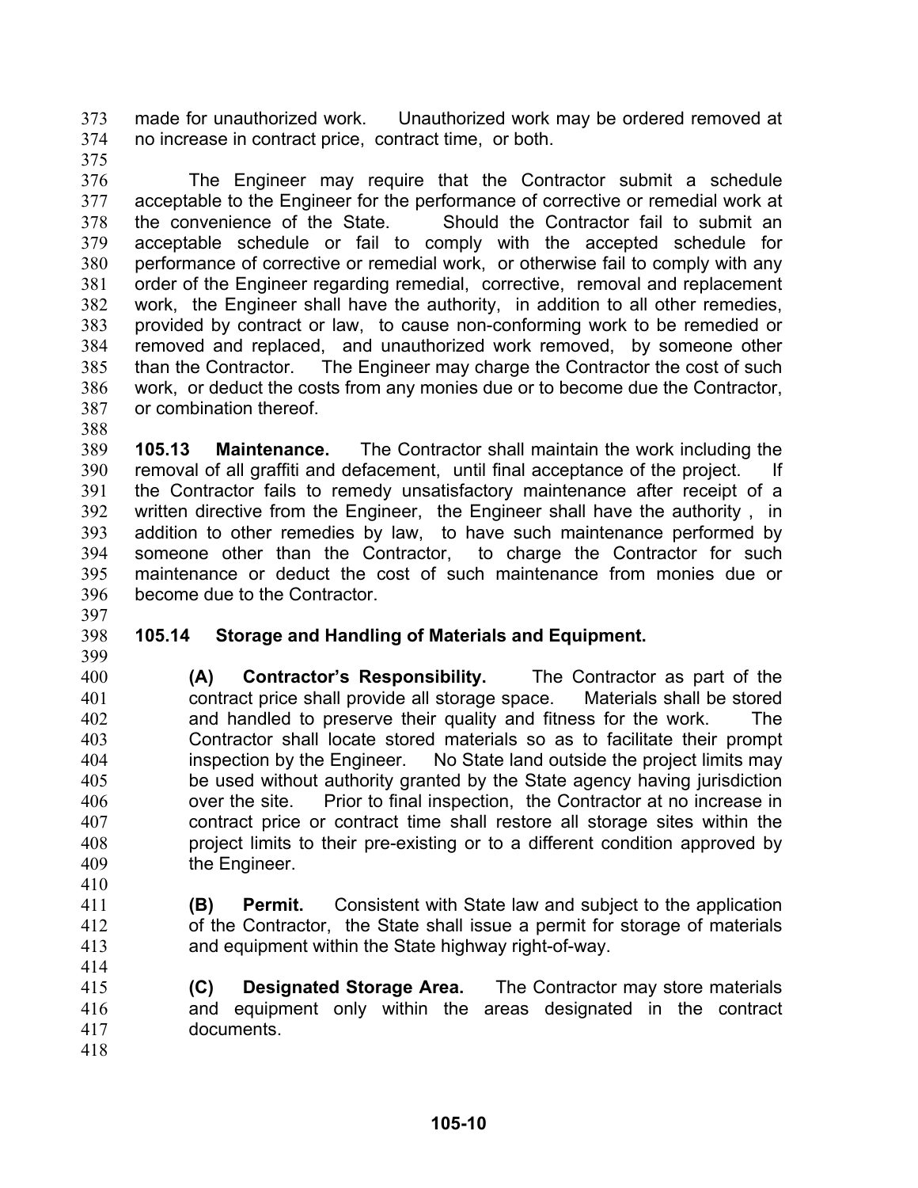made for unauthorized work. Unauthorized work may be ordered removed at no increase in contract price, contract time, or both.

The Engineer may require that the Contractor submit a schedule acceptable to the Engineer for the performance of corrective or remedial work at the convenience of the State. Should the Contractor fail to submit an acceptable schedule or fail to comply with the accepted schedule for performance of corrective or remedial work, or otherwise fail to comply with any order of the Engineer regarding remedial, corrective, removal and replacement work, the Engineer shall have the authority, in addition to all other remedies, provided by contract or law, to cause non-conforming work to be remedied or removed and replaced, and unauthorized work removed, by someone other than the Contractor. The Engineer may charge the Contractor the cost of such work, or deduct the costs from any monies due or to become due the Contractor, or combination thereof.

**105.13 Maintenance.** The Contractor shall maintain the work including the removal of all graffiti and defacement, until final acceptance of the project. If the Contractor fails to remedy unsatisfactory maintenance after receipt of a written directive from the Engineer, the Engineer shall have the authority , in addition to other remedies by law, to have such maintenance performed by someone other than the Contractor, to charge the Contractor for such maintenance or deduct the cost of such maintenance from monies due or become due to the Contractor.

**105.14 Storage and Handling of Materials and Equipment.**

**(A) Contractor's Responsibility.** The Contractor as part of the contract price shall provide all storage space. Materials shall be stored and handled to preserve their quality and fitness for the work. The Contractor shall locate stored materials so as to facilitate their prompt inspection by the Engineer. No State land outside the project limits may be used without authority granted by the State agency having jurisdiction over the site. Prior to final inspection, the Contractor at no increase in contract price or contract time shall restore all storage sites within the project limits to their pre-existing or to a different condition approved by the Engineer.

**(B) Permit.** Consistent with State law and subject to the application of the Contractor, the State shall issue a permit for storage of materials and equipment within the State highway right-of-way.

**(C) Designated Storage Area.** The Contractor may store materials and equipment only within the areas designated in the contract documents.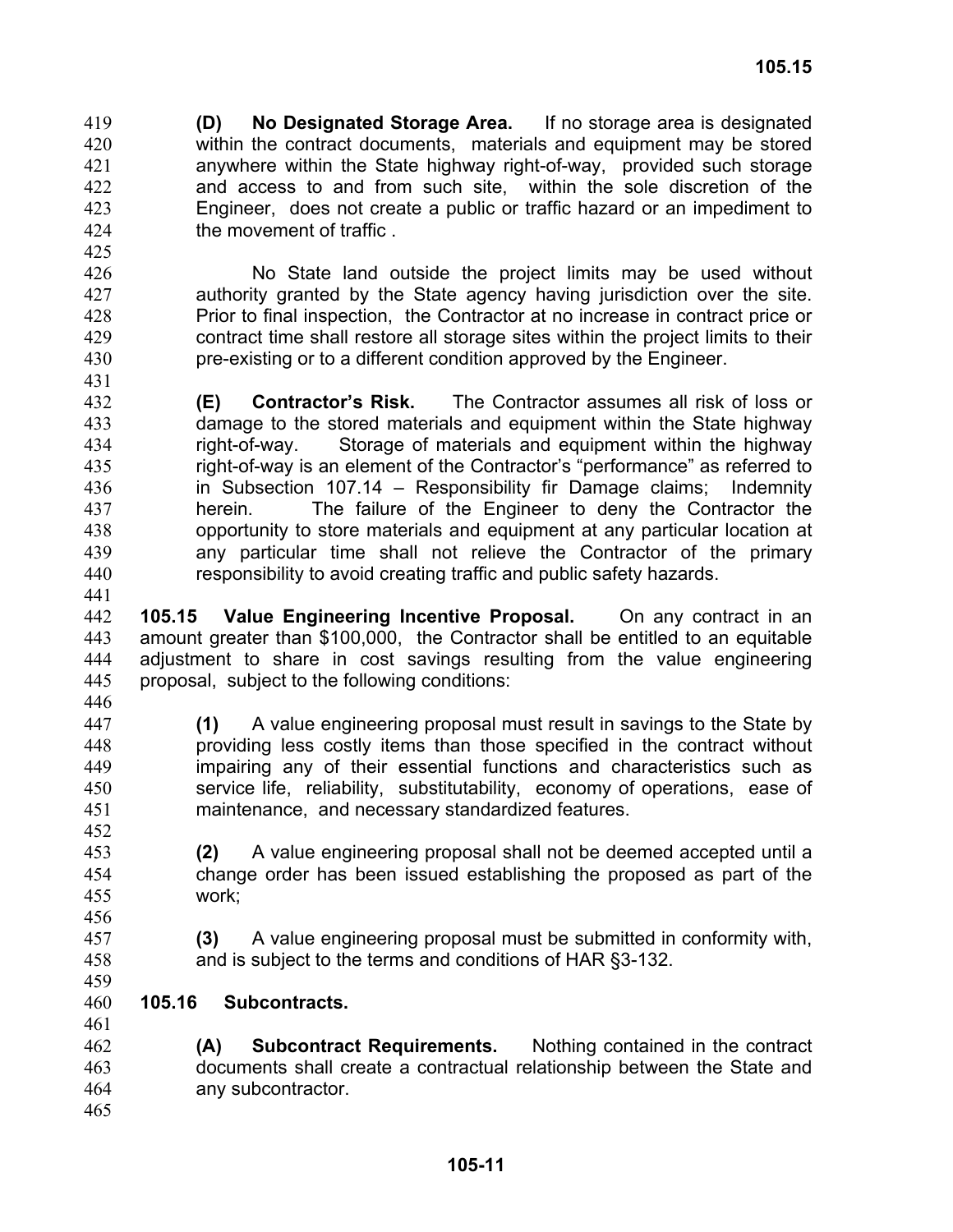**(D) No Designated Storage Area.** If no storage area is designated within the contract documents, materials and equipment may be stored anywhere within the State highway right-of-way, provided such storage and access to and from such site, within the sole discretion of the Engineer, does not create a public or traffic hazard or an impediment to the movement of traffic .

No State land outside the project limits may be used without authority granted by the State agency having jurisdiction over the site. Prior to final inspection, the Contractor at no increase in contract price or contract time shall restore all storage sites within the project limits to their pre-existing or to a different condition approved by the Engineer.

**(E) Contractor's Risk.** The Contractor assumes all risk of loss or damage to the stored materials and equipment within the State highway right-of-way. Storage of materials and equipment within the highway right-of-way is an element of the Contractor's "performance" as referred to in Subsection 107.14 – Responsibility fir Damage claims; Indemnity herein. The failure of the Engineer to deny the Contractor the opportunity to store materials and equipment at any particular location at any particular time shall not relieve the Contractor of the primary responsibility to avoid creating traffic and public safety hazards.

**105.15 Value Engineering Incentive Proposal.** On any contract in an amount greater than $100,000, the Contractor shall be entitled to an equitable adjustment to share in cost savings resulting from the value engineering proposal, subject to the following conditions:

**(1)** A value engineering proposal must result in savings to the State by providing less costly items than those specified in the contract without impairing any of their essential functions and characteristics such as service life, reliability, substitutability, economy of operations, ease of maintenance, and necessary standardized features.

**(2)** A value engineering proposal shall not be deemed accepted until a change order has been issued establishing the proposed as part of the work;

**(3)** A value engineering proposal must be submitted in conformity with, and is subject to the terms and conditions of HAR §3-132.

**105.16 Subcontracts.**

**(A) Subcontract Requirements.** Nothing contained in the contract documents shall create a contractual relationship between the State and any subcontractor.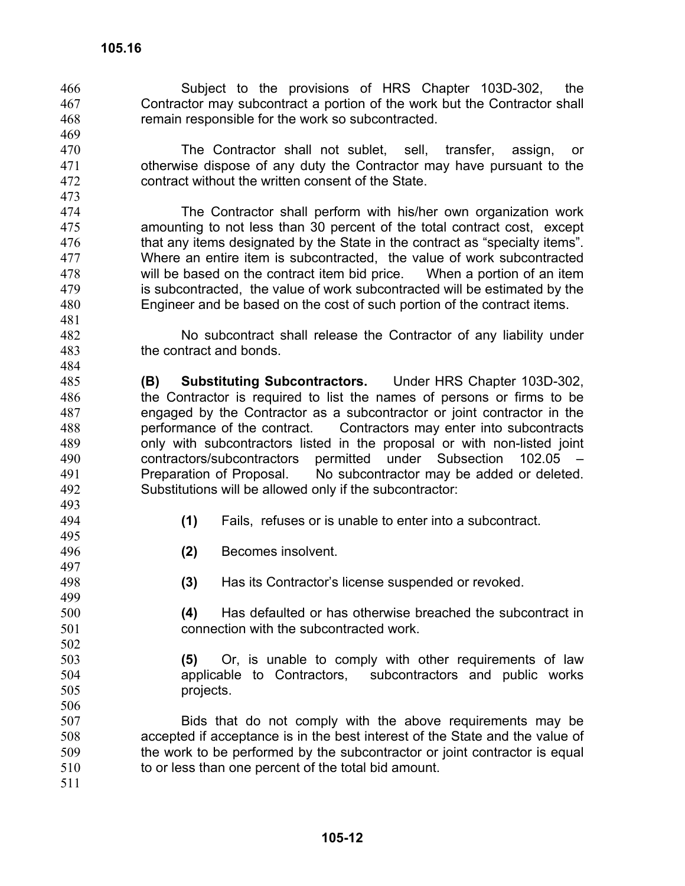Subject to the provisions of HRS Chapter 103D-302, the Contractor may subcontract a portion of the work but the Contractor shall remain responsible for the work so subcontracted.

The Contractor shall not sublet, sell, transfer, assign, or otherwise dispose of any duty the Contractor may have pursuant to the contract without the written consent of the State.

The Contractor shall perform with his/her own organization work amounting to not less than 30 percent of the total contract cost, except that any items designated by the State in the contract as "specialty items". Where an entire item is subcontracted, the value of work subcontracted will be based on the contract item bid price. When a portion of an item is subcontracted, the value of work subcontracted will be estimated by the Engineer and be based on the cost of such portion of the contract items.

No subcontract shall release the Contractor of any liability under the contract and bonds.

**(B) Substituting Subcontractors.** Under HRS Chapter 103D-302, the Contractor is required to list the names of persons or firms to be engaged by the Contractor as a subcontractor or joint contractor in the performance of the contract. Contractors may enter into subcontracts only with subcontractors listed in the proposal or with non-listed joint contractors/subcontractors permitted under Subsection 102.05 – Preparation of Proposal. No subcontractor may be added or deleted. Substitutions will be allowed only if the subcontractor:

**(1)** Fails, refuses or is unable to enter into a subcontract.

**(2)** Becomes insolvent.

**(3)** Has its Contractor's license suspended or revoked.

**(4)** Has defaulted or has otherwise breached the subcontract in connection with the subcontracted work.

**(5)** Or, is unable to comply with other requirements of law applicable to Contractors, subcontractors and public works projects.

Bids that do not comply with the above requirements may be accepted if acceptance is in the best interest of the State and the value of the work to be performed by the subcontractor or joint contractor is equal to or less than one percent of the total bid amount.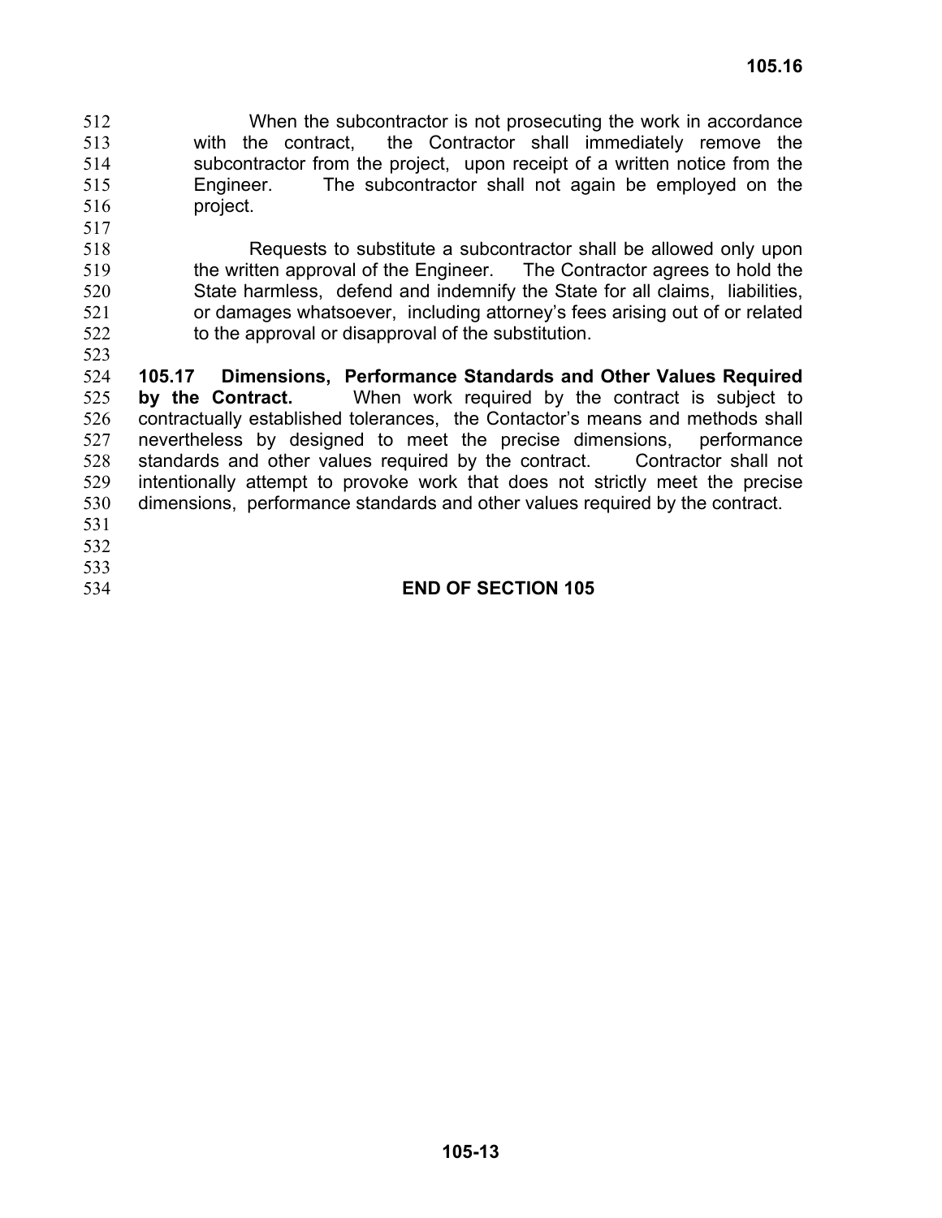When the subcontractor is not prosecuting the work in accordance with the contract, the Contractor shall immediately remove the subcontractor from the project, upon receipt of a written notice from the Engineer. The subcontractor shall not again be employed on the project.

Requests to substitute a subcontractor shall be allowed only upon the written approval of the Engineer. The Contractor agrees to hold the State harmless, defend and indemnify the State for all claims, liabilities, or damages whatsoever, including attorney's fees arising out of or related to the approval or disapproval of the substitution.

**105.17 Dimensions, Performance Standards and Other Values Required by the Contract.** When work required by the contract is subject to contractually established tolerances, the Contactor's means and methods shall nevertheless by designed to meet the precise dimensions, performance standards and other values required by the contract. Contractor shall not intentionally attempt to provoke work that does not strictly meet the precise dimensions, performance standards and other values required by the contract.

**END OF SECTION 105**